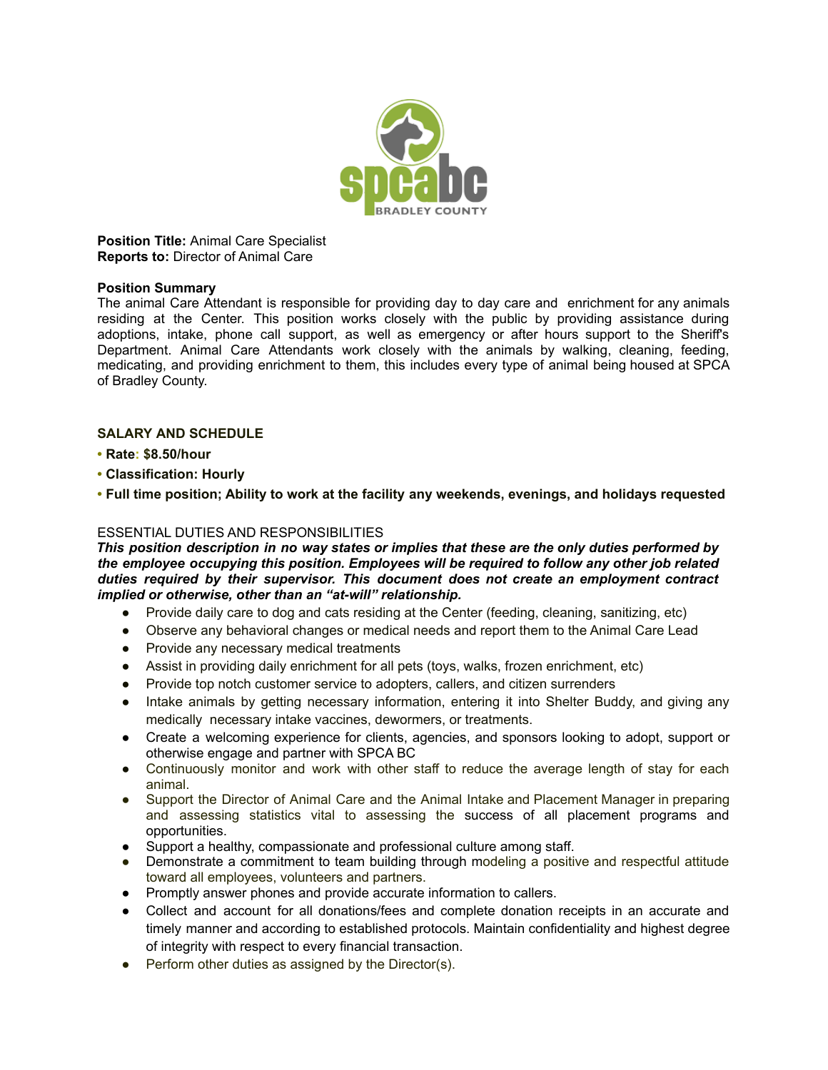**Position Title:** Animal Care Specialist
**Reports to:** Director of Animal Care

**Position Summary**
The animal Care Attendant is responsible for providing day to day care and enrichment for any animals residing at the Center. This position works closely with the public by providing assistance during adoptions, intake, phone call support, as well as emergency or after hours support to the Sheriff's Department. Animal Care Attendants work closely with the animals by walking, cleaning, feeding, medicating, and providing enrichment to them, this includes every type of animal being housed at SPCA of Bradley County.

**SALARY AND SCHEDULE**

- **Rate: $8.50/hour**
- **Classification: Hourly**
- **Full time position; Ability to work at the facility any weekends, evenings, and holidays requested**

ESSENTIAL DUTIES AND RESPONSIBILITIES

***This position description in no way states or implies that these are the only duties performed by the employee occupying this position. Employees will be required to follow any other job related duties required by their supervisor. This document does not create an employment contract implied or otherwise, other than an "at-will" relationship.***

- Provide daily care to dog and cats residing at the Center (feeding, cleaning, sanitizing, etc)
- Observe any behavioral changes or medical needs and report them to the Animal Care Lead
- Provide any necessary medical treatments
- Assist in providing daily enrichment for all pets (toys, walks, frozen enrichment, etc)
- Provide top notch customer service to adopters, callers, and citizen surrenders
- Intake animals by getting necessary information, entering it into Shelter Buddy, and giving any medically necessary intake vaccines, dewormers, or treatments.
- Create a welcoming experience for clients, agencies, and sponsors looking to adopt, support or otherwise engage and partner with SPCA BC
- Continuously monitor and work with other staff to reduce the average length of stay for each animal.
- Support the Director of Animal Care and the Animal Intake and Placement Manager in preparing and assessing statistics vital to assessing the success of all placement programs and opportunities.
- Support a healthy, compassionate and professional culture among staff.
- Demonstrate a commitment to team building through modeling a positive and respectful attitude toward all employees, volunteers and partners.
- Promptly answer phones and provide accurate information to callers.
- Collect and account for all donations/fees and complete donation receipts in an accurate and timely manner and according to established protocols. Maintain confidentiality and highest degree of integrity with respect to every financial transaction.
- Perform other duties as assigned by the Director(s).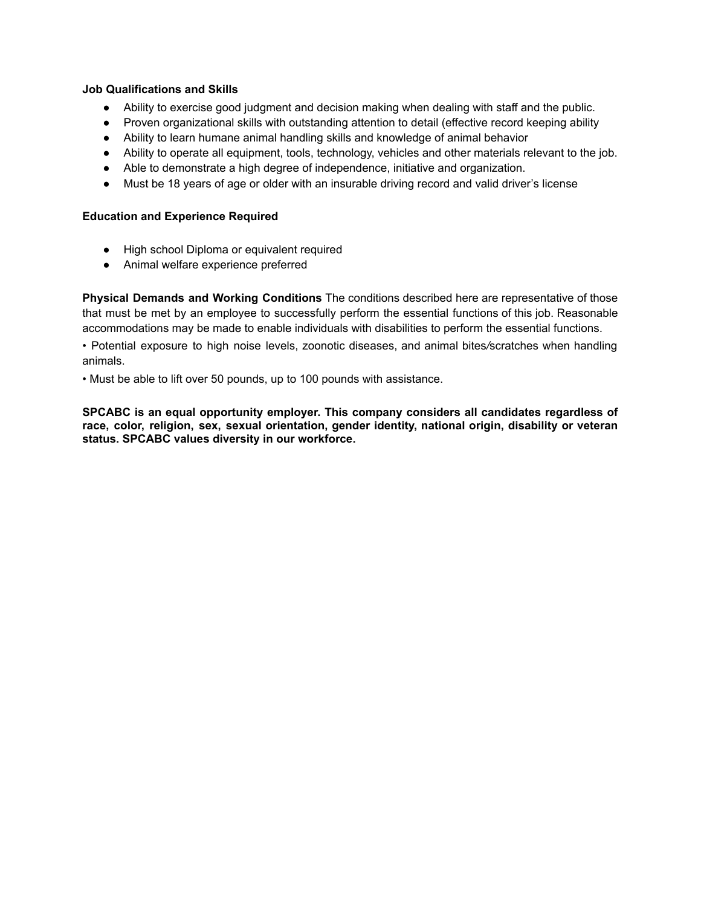**Job Qualifications and Skills**

- Ability to exercise good judgment and decision making when dealing with staff and the public.
- Proven organizational skills with outstanding attention to detail (effective record keeping ability
- Ability to learn humane animal handling skills and knowledge of animal behavior
- Ability to operate all equipment, tools, technology, vehicles and other materials relevant to the job.
- Able to demonstrate a high degree of independence, initiative and organization.
- Must be 18 years of age or older with an insurable driving record and valid driver's license

**Education and Experience Required**

- High school Diploma or equivalent required
- Animal welfare experience preferred

**Physical Demands and Working Conditions** The conditions described here are representative of those that must be met by an employee to successfully perform the essential functions of this job. Reasonable accommodations may be made to enable individuals with disabilities to perform the essential functions.

• Potential exposure to high noise levels, zoonotic diseases, and animal bites/scratches when handling animals.

• Must be able to lift over 50 pounds, up to 100 pounds with assistance.

**SPCABC is an equal opportunity employer. This company considers all candidates regardless of race, color, religion, sex, sexual orientation, gender identity, national origin, disability or veteran status. SPCABC values diversity in our workforce.**